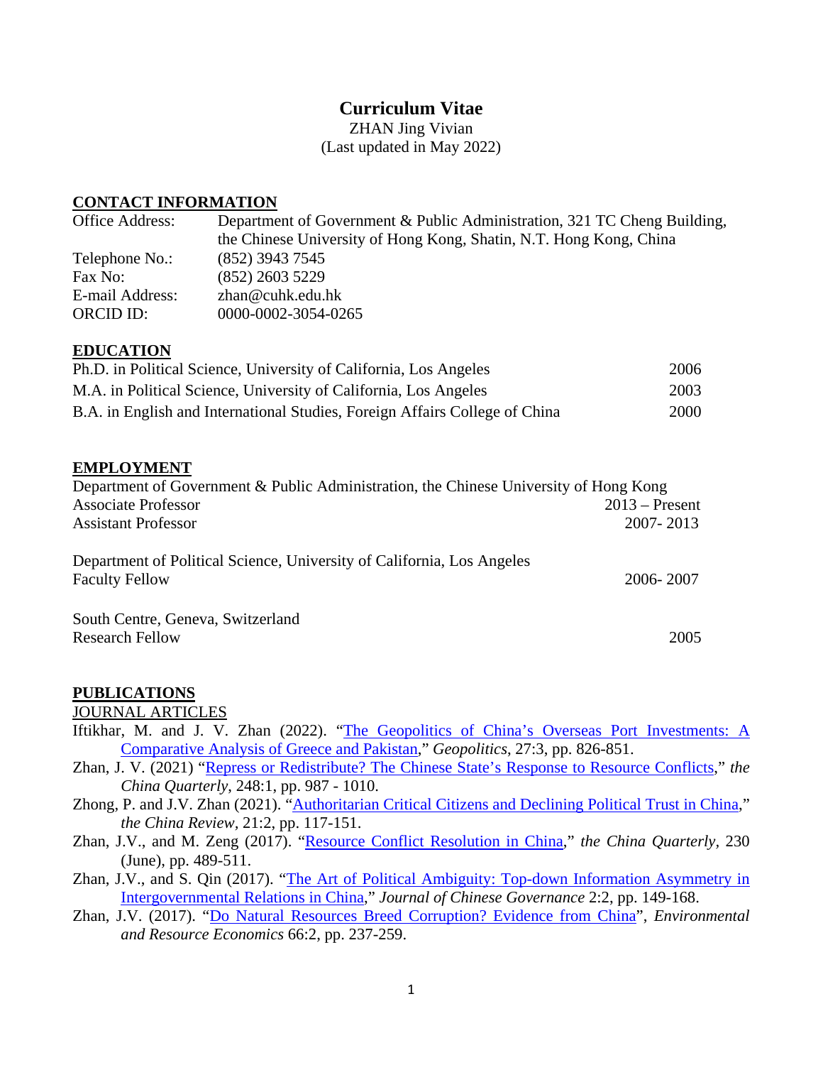# Curriculum Vitae

ZHAN Jing Vivian

(Last updated in May 2022)

## CONTACT INFORMATION

| | |
|---|---|
| Office Address: | Department of Government & Public Administration, 321 TC Cheng Building, the Chinese University of Hong Kong, Shatin, N.T. Hong Kong, China |
| Telephone No.: | (852) 3943 7545 |
| Fax No: | (852) 2603 5229 |
| E-mail Address: | zhan@cuhk.edu.hk |
| ORCID ID: | 0000-0002-3054-0265 |

## EDUCATION

| | |
|---|---|
| Ph.D. in Political Science, University of California, Los Angeles | 2006 |
| M.A. in Political Science, University of California, Los Angeles | 2003 |
| B.A. in English and International Studies, Foreign Affairs College of China | 2000 |

## EMPLOYMENT

Department of Government & Public Administration, the Chinese University of Hong Kong

| | |
|---|---|
| Associate Professor | 2013 – Present |
| Assistant Professor | 2007- 2013 |

Department of Political Science, University of California, Los Angeles

| | |
|---|---|
| Faculty Fellow | 2006- 2007 |

South Centre, Geneva, Switzerland

| | |
|---|---|
| Research Fellow | 2005 |

## PUBLICATIONS

### JOURNAL ARTICLES

Iftikhar, M. and J. V. Zhan (2022). "The Geopolitics of China's Overseas Port Investments: A Comparative Analysis of Greece and Pakistan," *Geopolitics*, 27:3, pp. 826-851.

Zhan, J. V. (2021) "Repress or Redistribute? The Chinese State's Response to Resource Conflicts," *the China Quarterly*, 248:1, pp. 987 - 1010.

Zhong, P. and J.V. Zhan (2021). "Authoritarian Critical Citizens and Declining Political Trust in China," *the China Review*, 21:2, pp. 117-151.

Zhan, J.V., and M. Zeng (2017). "Resource Conflict Resolution in China," *the China Quarterly*, 230 (June), pp. 489-511.

Zhan, J.V., and S. Qin (2017). "The Art of Political Ambiguity: Top-down Information Asymmetry in Intergovernmental Relations in China," *Journal of Chinese Governance* 2:2, pp. 149-168.

Zhan, J.V. (2017). "Do Natural Resources Breed Corruption? Evidence from China", *Environmental and Resource Economics* 66:2, pp. 237-259.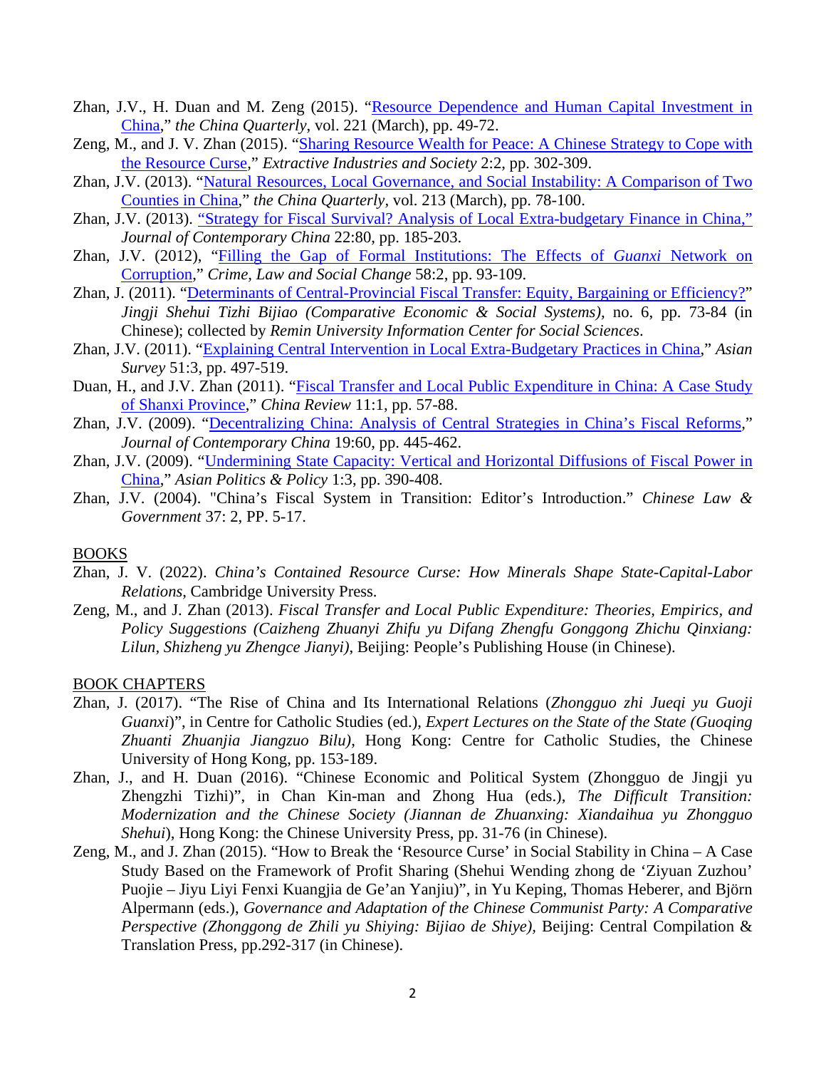- Zhan, J.V., H. Duan and M. Zeng (2015). "[Resource Dependence and Human Capital Investment in China](#)," *the China Quarterly*, vol. 221 (March), pp. 49-72.
- Zeng, M., and J. V. Zhan (2015). "[Sharing Resource Wealth for Peace: A Chinese Strategy to Cope with the Resource Curse](#)," *Extractive Industries and Society* 2:2, pp. 302-309.
- Zhan, J.V. (2013). "[Natural Resources, Local Governance, and Social Instability: A Comparison of Two Counties in China](#)," *the China Quarterly*, vol. 213 (March), pp. 78-100.
- Zhan, J.V. (2013). ["Strategy for Fiscal Survival? Analysis of Local Extra-budgetary Finance in China,"](#) *Journal of Contemporary China* 22:80, pp. 185-203.
- Zhan, J.V. (2012), "[Filling the Gap of Formal Institutions: The Effects of *Guanxi* Network on Corruption](#)," *Crime, Law and Social Change* 58:2, pp. 93-109.
- Zhan, J. (2011). "[Determinants of Central-Provincial Fiscal Transfer: Equity, Bargaining or Efficiency?](#)" *Jingji Shehui Tizhi Bijiao (Comparative Economic & Social Systems)*, no. 6, pp. 73-84 (in Chinese); collected by *Remin University Information Center for Social Sciences*.
- Zhan, J.V. (2011). "[Explaining Central Intervention in Local Extra-Budgetary Practices in China](#)," *Asian Survey* 51:3, pp. 497-519.
- Duan, H., and J.V. Zhan (2011). "[Fiscal Transfer and Local Public Expenditure in China: A Case Study of Shanxi Province](#)," *China Review* 11:1, pp. 57-88.
- Zhan, J.V. (2009). "[Decentralizing China: Analysis of Central Strategies in China's Fiscal Reforms](#)," *Journal of Contemporary China* 19:60, pp. 445-462.
- Zhan, J.V. (2009). "[Undermining State Capacity: Vertical and Horizontal Diffusions of Fiscal Power in China](#)," *Asian Politics & Policy* 1:3, pp. 390-408.
- Zhan, J.V. (2004). "China's Fiscal System in Transition: Editor's Introduction." *Chinese Law & Government* 37: 2, PP. 5-17.

## BOOKS

- Zhan, J. V. (2022). *China's Contained Resource Curse: How Minerals Shape State-Capital-Labor Relations*, Cambridge University Press.
- Zeng, M., and J. Zhan (2013). *Fiscal Transfer and Local Public Expenditure: Theories, Empirics, and Policy Suggestions (Caizheng Zhuanyi Zhifu yu Difang Zhengfu Gonggong Zhichu Qinxiang: Lilun, Shizheng yu Zhengce Jianyi)*, Beijing: People's Publishing House (in Chinese).

## BOOK CHAPTERS

- Zhan, J. (2017). "The Rise of China and Its International Relations (*Zhongguo zhi Jueqi yu Guoji Guanxi*)", in Centre for Catholic Studies (ed.), *Expert Lectures on the State of the State (Guoqing Zhuanti Zhuanjia Jiangzuo Bilu)*, Hong Kong: Centre for Catholic Studies, the Chinese University of Hong Kong, pp. 153-189.
- Zhan, J., and H. Duan (2016). "Chinese Economic and Political System (Zhongguo de Jingji yu Zhengzhi Tizhi)", in Chan Kin-man and Zhong Hua (eds.), *The Difficult Transition: Modernization and the Chinese Society (Jiannan de Zhuanxing: Xiandaihua yu Zhongguo Shehui*), Hong Kong: the Chinese University Press, pp. 31-76 (in Chinese).
- Zeng, M., and J. Zhan (2015). "How to Break the 'Resource Curse' in Social Stability in China – A Case Study Based on the Framework of Profit Sharing (Shehui Wending zhong de 'Ziyuan Zuzhou' Puojie – Jiyu Liyi Fenxi Kuangjia de Ge'an Yanjiu)", in Yu Keping, Thomas Heberer, and Björn Alpermann (eds.), *Governance and Adaptation of the Chinese Communist Party: A Comparative Perspective (Zhonggong de Zhili yu Shiying: Bijiao de Shiye),* Beijing: Central Compilation & Translation Press, pp.292-317 (in Chinese).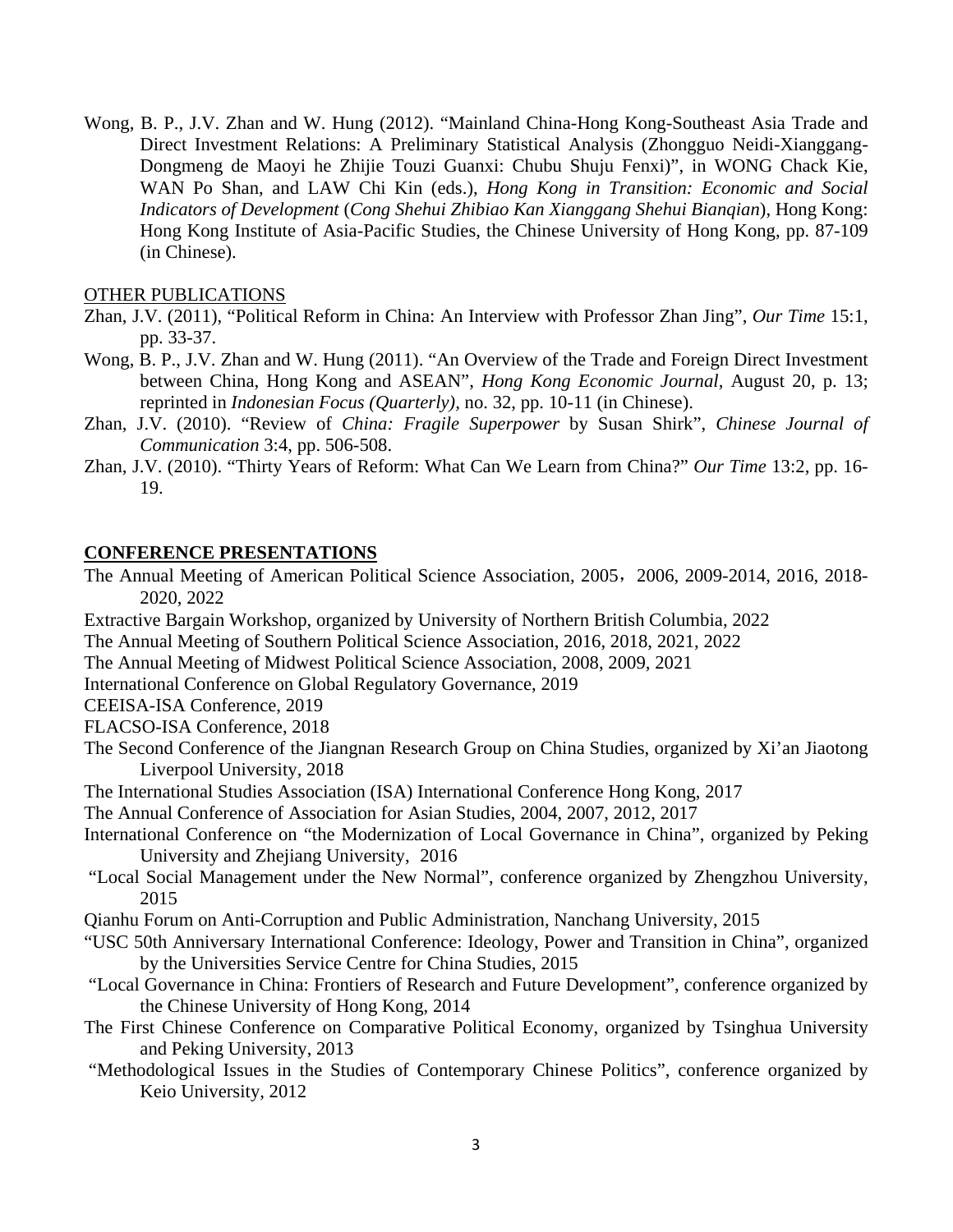Wong, B. P., J.V. Zhan and W. Hung (2012). "Mainland China-Hong Kong-Southeast Asia Trade and Direct Investment Relations: A Preliminary Statistical Analysis (Zhongguo Neidi-Xianggang-Dongmeng de Maoyi he Zhijie Touzi Guanxi: Chubu Shuju Fenxi)", in WONG Chack Kie, WAN Po Shan, and LAW Chi Kin (eds.), *Hong Kong in Transition: Economic and Social Indicators of Development* (*Cong Shehui Zhibiao Kan Xianggang Shehui Bianqian*), Hong Kong: Hong Kong Institute of Asia-Pacific Studies, the Chinese University of Hong Kong, pp. 87-109 (in Chinese).

OTHER PUBLICATIONS

Zhan, J.V. (2011), "Political Reform in China: An Interview with Professor Zhan Jing", *Our Time* 15:1, pp. 33-37.

Wong, B. P., J.V. Zhan and W. Hung (2011). "An Overview of the Trade and Foreign Direct Investment between China, Hong Kong and ASEAN", *Hong Kong Economic Journal*, August 20, p. 13; reprinted in *Indonesian Focus (Quarterly)*, no. 32, pp. 10-11 (in Chinese).

Zhan, J.V. (2010). "Review of *China: Fragile Superpower* by Susan Shirk", *Chinese Journal of Communication* 3:4, pp. 506-508.

Zhan, J.V. (2010). "Thirty Years of Reform: What Can We Learn from China?" *Our Time* 13:2, pp. 16-19.

## CONFERENCE PRESENTATIONS

The Annual Meeting of American Political Science Association, 2005，2006, 2009-2014, 2016, 2018-2020, 2022

Extractive Bargain Workshop, organized by University of Northern British Columbia, 2022

The Annual Meeting of Southern Political Science Association, 2016, 2018, 2021, 2022

The Annual Meeting of Midwest Political Science Association, 2008, 2009, 2021

International Conference on Global Regulatory Governance, 2019

CEEISA-ISA Conference, 2019

FLACSO-ISA Conference, 2018

The Second Conference of the Jiangnan Research Group on China Studies, organized by Xi'an Jiaotong Liverpool University, 2018

The International Studies Association (ISA) International Conference Hong Kong, 2017

The Annual Conference of Association for Asian Studies, 2004, 2007, 2012, 2017

International Conference on "the Modernization of Local Governance in China", organized by Peking University and Zhejiang University, 2016

"Local Social Management under the New Normal", conference organized by Zhengzhou University, 2015

Qianhu Forum on Anti-Corruption and Public Administration, Nanchang University, 2015

"USC 50th Anniversary International Conference: Ideology, Power and Transition in China", organized by the Universities Service Centre for China Studies, 2015

"Local Governance in China: Frontiers of Research and Future Development", conference organized by the Chinese University of Hong Kong, 2014

The First Chinese Conference on Comparative Political Economy, organized by Tsinghua University and Peking University, 2013

"Methodological Issues in the Studies of Contemporary Chinese Politics", conference organized by Keio University, 2012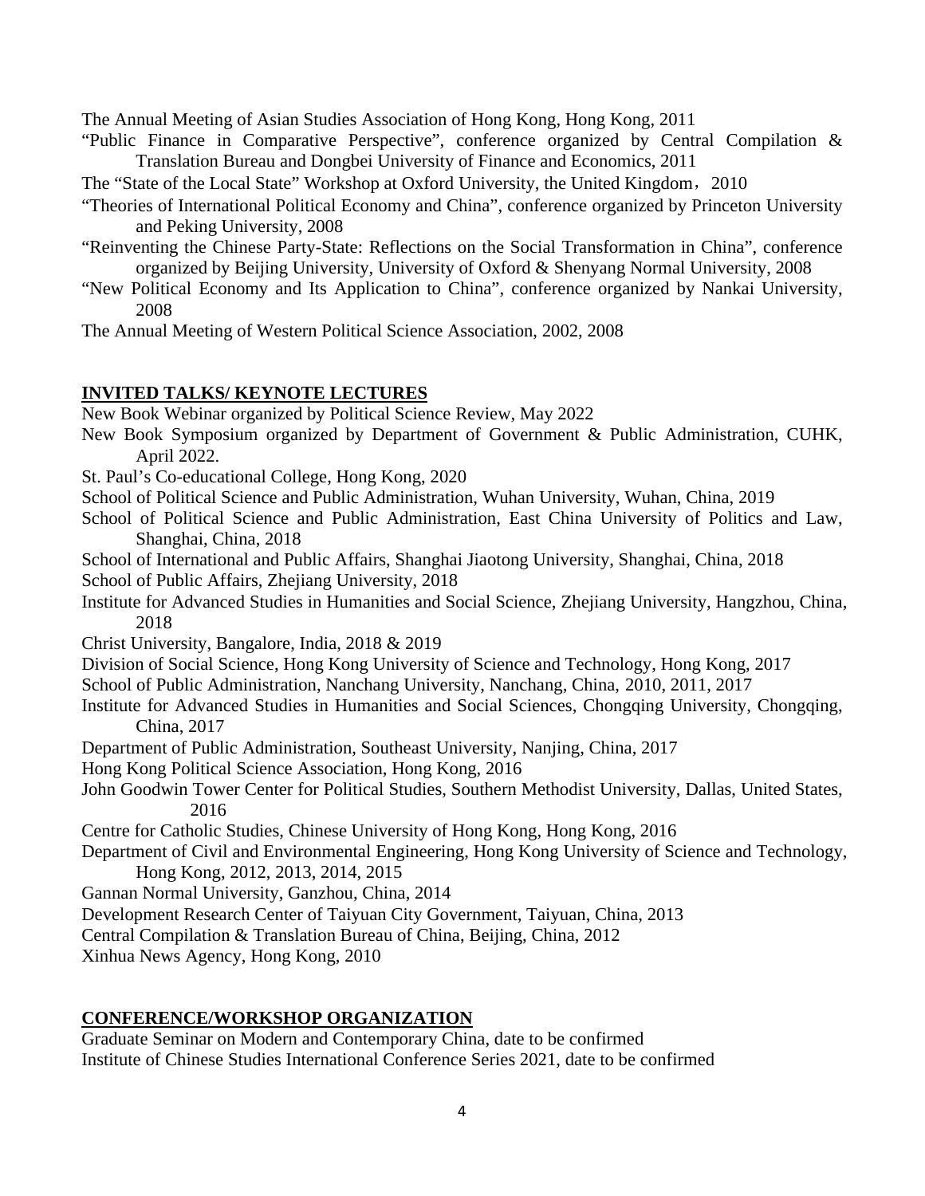The Annual Meeting of Asian Studies Association of Hong Kong, Hong Kong, 2011

"Public Finance in Comparative Perspective", conference organized by Central Compilation & Translation Bureau and Dongbei University of Finance and Economics, 2011

The "State of the Local State" Workshop at Oxford University, the United Kingdom，2010

"Theories of International Political Economy and China", conference organized by Princeton University and Peking University, 2008

"Reinventing the Chinese Party-State: Reflections on the Social Transformation in China", conference organized by Beijing University, University of Oxford & Shenyang Normal University, 2008

"New Political Economy and Its Application to China", conference organized by Nankai University, 2008

The Annual Meeting of Western Political Science Association, 2002, 2008

## INVITED TALKS/ KEYNOTE LECTURES

New Book Webinar organized by Political Science Review, May 2022

New Book Symposium organized by Department of Government & Public Administration, CUHK, April 2022.

St. Paul's Co-educational College, Hong Kong, 2020

School of Political Science and Public Administration, Wuhan University, Wuhan, China, 2019

School of Political Science and Public Administration, East China University of Politics and Law, Shanghai, China, 2018

School of International and Public Affairs, Shanghai Jiaotong University, Shanghai, China, 2018

School of Public Affairs, Zhejiang University, 2018

Institute for Advanced Studies in Humanities and Social Science, Zhejiang University, Hangzhou, China, 2018

Christ University, Bangalore, India, 2018 & 2019

Division of Social Science, Hong Kong University of Science and Technology, Hong Kong, 2017

School of Public Administration, Nanchang University, Nanchang, China, 2010, 2011, 2017

Institute for Advanced Studies in Humanities and Social Sciences, Chongqing University, Chongqing, China, 2017

Department of Public Administration, Southeast University, Nanjing, China, 2017

Hong Kong Political Science Association, Hong Kong, 2016

John Goodwin Tower Center for Political Studies, Southern Methodist University, Dallas, United States, 2016

Centre for Catholic Studies, Chinese University of Hong Kong, Hong Kong, 2016

Department of Civil and Environmental Engineering, Hong Kong University of Science and Technology, Hong Kong, 2012, 2013, 2014, 2015

Gannan Normal University, Ganzhou, China, 2014

Development Research Center of Taiyuan City Government, Taiyuan, China, 2013

Central Compilation & Translation Bureau of China, Beijing, China, 2012

Xinhua News Agency, Hong Kong, 2010

## CONFERENCE/WORKSHOP ORGANIZATION

Graduate Seminar on Modern and Contemporary China, date to be confirmed

Institute of Chinese Studies International Conference Series 2021, date to be confirmed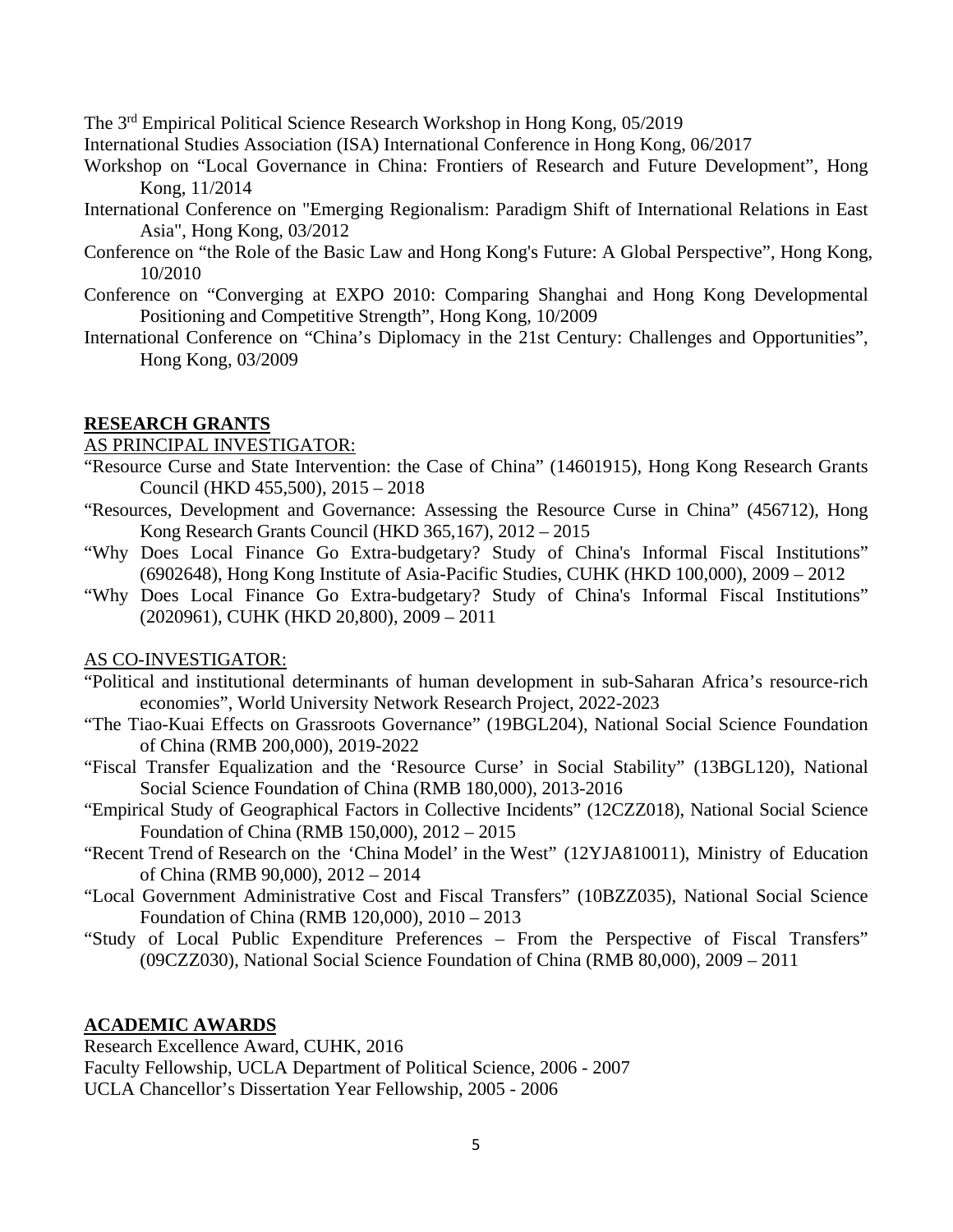The 3rd Empirical Political Science Research Workshop in Hong Kong, 05/2019

International Studies Association (ISA) International Conference in Hong Kong, 06/2017

Workshop on "Local Governance in China: Frontiers of Research and Future Development", Hong Kong, 11/2014

International Conference on "Emerging Regionalism: Paradigm Shift of International Relations in East Asia", Hong Kong, 03/2012

Conference on "the Role of the Basic Law and Hong Kong's Future: A Global Perspective", Hong Kong, 10/2010

Conference on "Converging at EXPO 2010: Comparing Shanghai and Hong Kong Developmental Positioning and Competitive Strength", Hong Kong, 10/2009

International Conference on "China's Diplomacy in the 21st Century: Challenges and Opportunities", Hong Kong, 03/2009

## RESEARCH GRANTS

AS PRINCIPAL INVESTIGATOR:

"Resource Curse and State Intervention: the Case of China" (14601915), Hong Kong Research Grants Council (HKD 455,500), 2015 – 2018

"Resources, Development and Governance: Assessing the Resource Curse in China" (456712), Hong Kong Research Grants Council (HKD 365,167), 2012 – 2015

"Why Does Local Finance Go Extra-budgetary? Study of China's Informal Fiscal Institutions" (6902648), Hong Kong Institute of Asia-Pacific Studies, CUHK (HKD 100,000), 2009 – 2012

"Why Does Local Finance Go Extra-budgetary? Study of China's Informal Fiscal Institutions" (2020961), CUHK (HKD 20,800), 2009 – 2011

AS CO-INVESTIGATOR:

"Political and institutional determinants of human development in sub-Saharan Africa's resource-rich economies", World University Network Research Project, 2022-2023

"The Tiao-Kuai Effects on Grassroots Governance" (19BGL204), National Social Science Foundation of China (RMB 200,000), 2019-2022

"Fiscal Transfer Equalization and the 'Resource Curse' in Social Stability" (13BGL120), National Social Science Foundation of China (RMB 180,000), 2013-2016

"Empirical Study of Geographical Factors in Collective Incidents" (12CZZ018), National Social Science Foundation of China (RMB 150,000), 2012 – 2015

"Recent Trend of Research on the 'China Model' in the West" (12YJA810011), Ministry of Education of China (RMB 90,000), 2012 – 2014

"Local Government Administrative Cost and Fiscal Transfers" (10BZZ035), National Social Science Foundation of China (RMB 120,000), 2010 – 2013

"Study of Local Public Expenditure Preferences – From the Perspective of Fiscal Transfers" (09CZZ030), National Social Science Foundation of China (RMB 80,000), 2009 – 2011

## ACADEMIC AWARDS

Research Excellence Award, CUHK, 2016

Faculty Fellowship, UCLA Department of Political Science, 2006 - 2007

UCLA Chancellor's Dissertation Year Fellowship, 2005 - 2006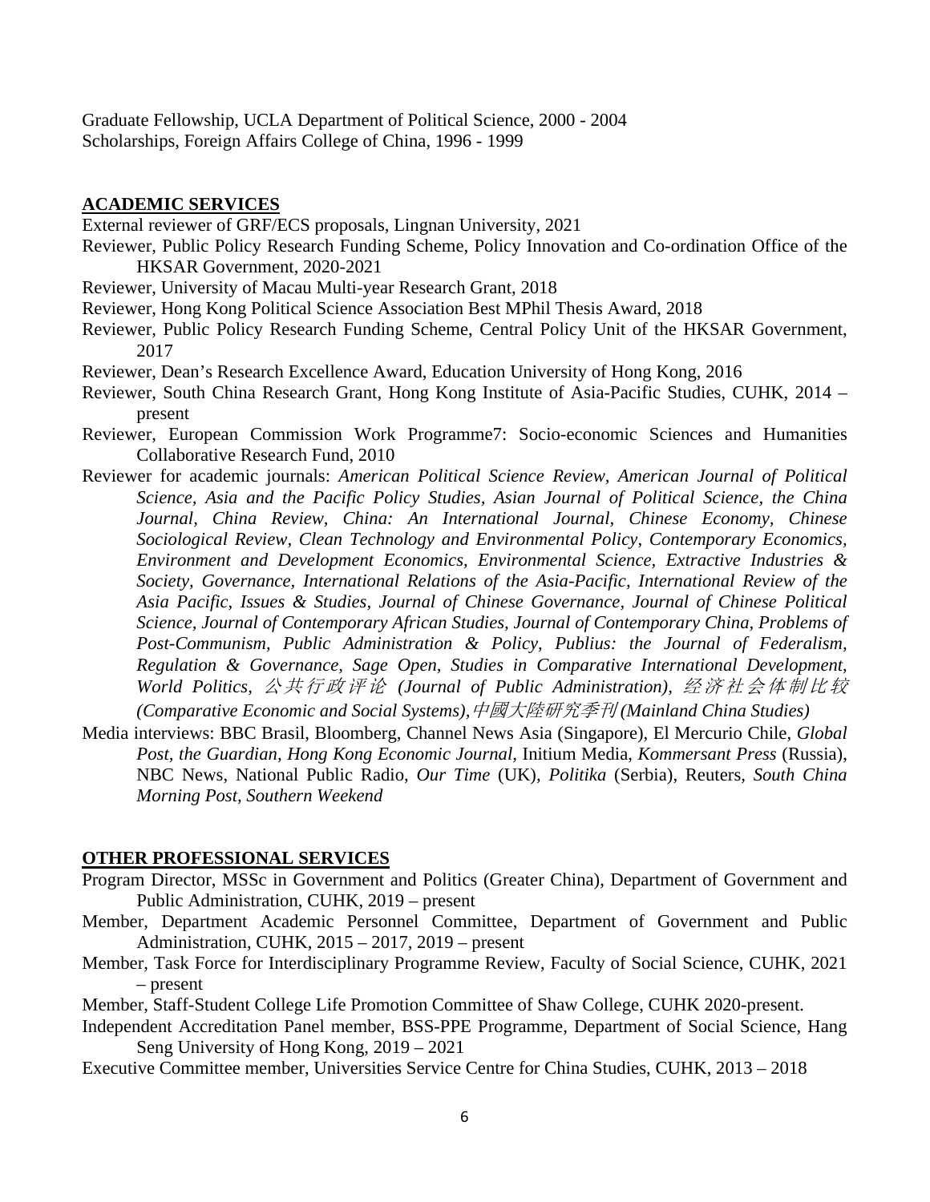Graduate Fellowship, UCLA Department of Political Science, 2000 - 2004
Scholarships, Foreign Affairs College of China, 1996 - 1999

## ACADEMIC SERVICES

External reviewer of GRF/ECS proposals, Lingnan University, 2021

Reviewer, Public Policy Research Funding Scheme, Policy Innovation and Co-ordination Office of the HKSAR Government, 2020-2021

Reviewer, University of Macau Multi-year Research Grant, 2018

Reviewer, Hong Kong Political Science Association Best MPhil Thesis Award, 2018

Reviewer, Public Policy Research Funding Scheme, Central Policy Unit of the HKSAR Government, 2017

Reviewer, Dean's Research Excellence Award, Education University of Hong Kong, 2016

Reviewer, South China Research Grant, Hong Kong Institute of Asia-Pacific Studies, CUHK, 2014 – present

Reviewer, European Commission Work Programme7: Socio-economic Sciences and Humanities Collaborative Research Fund, 2010

Reviewer for academic journals: *American Political Science Review, American Journal of Political Science, Asia and the Pacific Policy Studies, Asian Journal of Political Science, the China Journal, China Review, China: An International Journal, Chinese Economy, Chinese Sociological Review, Clean Technology and Environmental Policy, Contemporary Economics, Environment and Development Economics, Environmental Science, Extractive Industries & Society, Governance, International Relations of the Asia-Pacific, International Review of the Asia Pacific, Issues & Studies, Journal of Chinese Governance, Journal of Chinese Political Science, Journal of Contemporary African Studies, Journal of Contemporary China, Problems of Post-Communism, Public Administration & Policy, Publius: the Journal of Federalism, Regulation & Governance, Sage Open, Studies in Comparative International Development, World Politics, 公共行政评论 (Journal of Public Administration), 经济社会体制比较 (Comparative Economic and Social Systems), 中國大陸研究季刊 (Mainland China Studies)*

Media interviews: BBC Brasil, Bloomberg, Channel News Asia (Singapore), El Mercurio Chile, *Global Post, the Guardian, Hong Kong Economic Journal,* Initium Media, *Kommersant Press* (Russia), NBC News, National Public Radio, *Our Time* (UK), *Politika* (Serbia), Reuters, *South China Morning Post, Southern Weekend*

## OTHER PROFESSIONAL SERVICES

Program Director, MSSc in Government and Politics (Greater China), Department of Government and Public Administration, CUHK, 2019 – present

Member, Department Academic Personnel Committee, Department of Government and Public Administration, CUHK, 2015 – 2017, 2019 – present

Member, Task Force for Interdisciplinary Programme Review, Faculty of Social Science, CUHK, 2021 – present

Member, Staff-Student College Life Promotion Committee of Shaw College, CUHK 2020-present.

Independent Accreditation Panel member, BSS-PPE Programme, Department of Social Science, Hang Seng University of Hong Kong, 2019 – 2021

Executive Committee member, Universities Service Centre for China Studies, CUHK, 2013 – 2018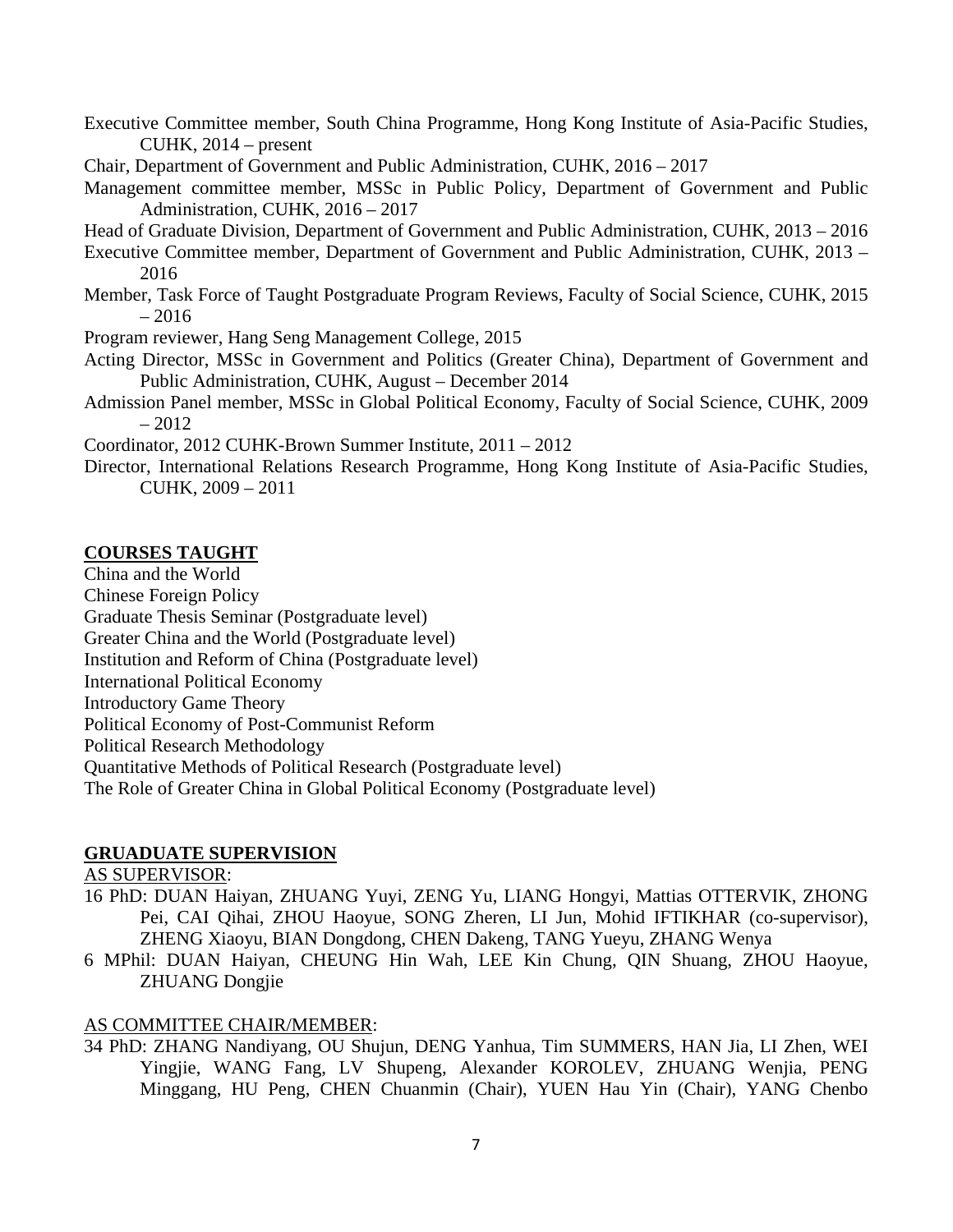Executive Committee member, South China Programme, Hong Kong Institute of Asia-Pacific Studies, CUHK, 2014 – present

Chair, Department of Government and Public Administration, CUHK, 2016 – 2017

Management committee member, MSSc in Public Policy, Department of Government and Public Administration, CUHK, 2016 – 2017

Head of Graduate Division, Department of Government and Public Administration, CUHK, 2013 – 2016

Executive Committee member, Department of Government and Public Administration, CUHK, 2013 – 2016

Member, Task Force of Taught Postgraduate Program Reviews, Faculty of Social Science, CUHK, 2015 – 2016

Program reviewer, Hang Seng Management College, 2015

Acting Director, MSSc in Government and Politics (Greater China), Department of Government and Public Administration, CUHK, August – December 2014

Admission Panel member, MSSc in Global Political Economy, Faculty of Social Science, CUHK, 2009 – 2012

Coordinator, 2012 CUHK-Brown Summer Institute, 2011 – 2012

Director, International Relations Research Programme, Hong Kong Institute of Asia-Pacific Studies, CUHK, 2009 – 2011

## COURSES TAUGHT

China and the World
Chinese Foreign Policy
Graduate Thesis Seminar (Postgraduate level)
Greater China and the World (Postgraduate level)
Institution and Reform of China (Postgraduate level)
International Political Economy
Introductory Game Theory
Political Economy of Post-Communist Reform
Political Research Methodology
Quantitative Methods of Political Research (Postgraduate level)
The Role of Greater China in Global Political Economy (Postgraduate level)

## GRUADUATE SUPERVISION

AS SUPERVISOR:

16 PhD: DUAN Haiyan, ZHUANG Yuyi, ZENG Yu, LIANG Hongyi, Mattias OTTERVIK, ZHONG Pei, CAI Qihai, ZHOU Haoyue, SONG Zheren, LI Jun, Mohid IFTIKHAR (co-supervisor), ZHENG Xiaoyu, BIAN Dongdong, CHEN Dakeng, TANG Yueyu, ZHANG Wenya

6 MPhil: DUAN Haiyan, CHEUNG Hin Wah, LEE Kin Chung, QIN Shuang, ZHOU Haoyue, ZHUANG Dongjie

AS COMMITTEE CHAIR/MEMBER:

34 PhD: ZHANG Nandiyang, OU Shujun, DENG Yanhua, Tim SUMMERS, HAN Jia, LI Zhen, WEI Yingjie, WANG Fang, LV Shupeng, Alexander KOROLEV, ZHUANG Wenjia, PENG Minggang, HU Peng, CHEN Chuanmin (Chair), YUEN Hau Yin (Chair), YANG Chenbo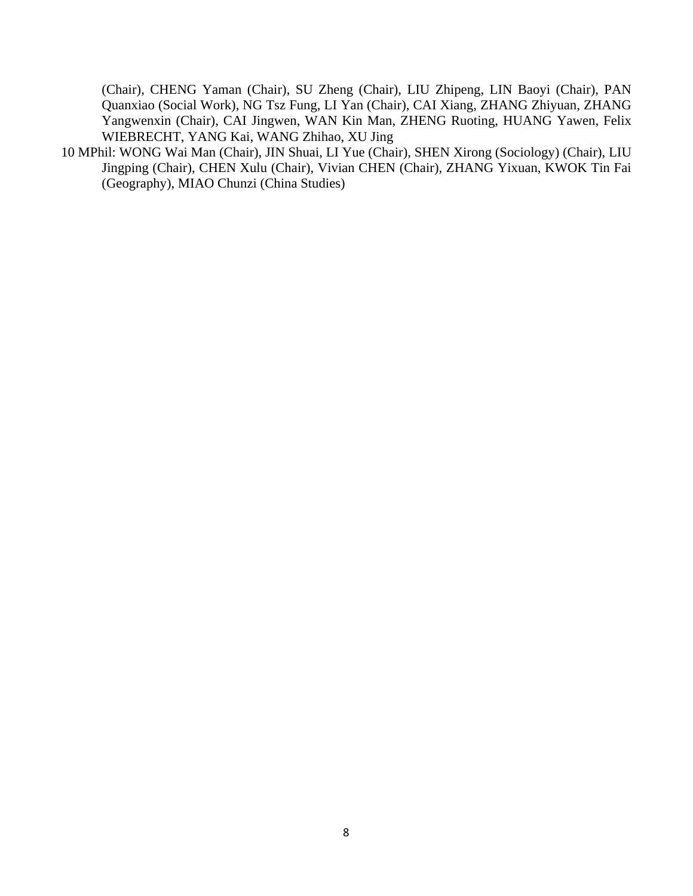(Chair), CHENG Yaman (Chair), SU Zheng (Chair), LIU Zhipeng, LIN Baoyi (Chair), PAN Quanxiao (Social Work), NG Tsz Fung, LI Yan (Chair), CAI Xiang, ZHANG Zhiyuan, ZHANG Yangwenxin (Chair), CAI Jingwen, WAN Kin Man, ZHENG Ruoting, HUANG Yawen, Felix WIEBRECHT, YANG Kai, WANG Zhihao, XU Jing

10 MPhil: WONG Wai Man (Chair), JIN Shuai, LI Yue (Chair), SHEN Xirong (Sociology) (Chair), LIU Jingping (Chair), CHEN Xulu (Chair), Vivian CHEN (Chair), ZHANG Yixuan, KWOK Tin Fai (Geography), MIAO Chunzi (China Studies)